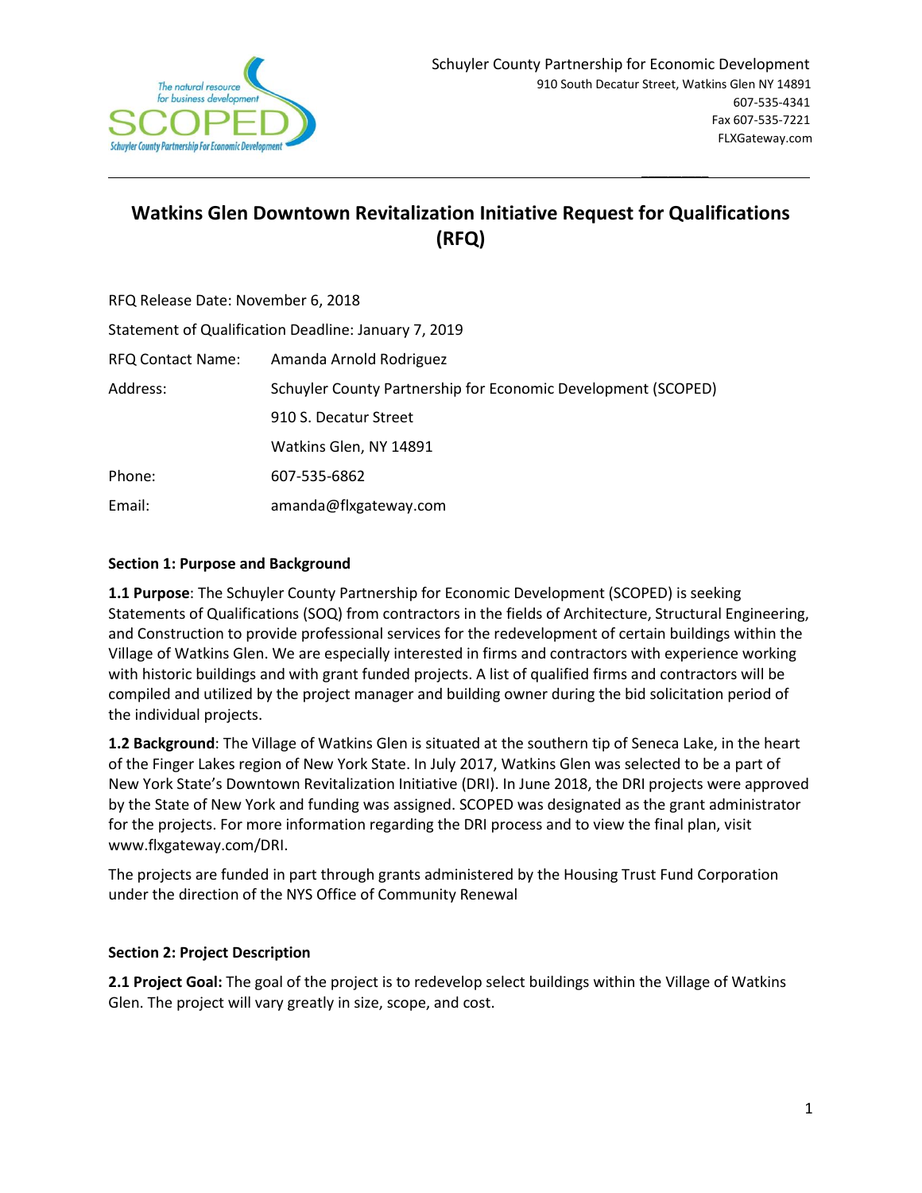Schuyler County Partnership for Economic Development
910 South Decatur Street, Watkins Glen NY 14891
607-535-4341
Fax 607-535-7221
FLXGateway.com

# Watkins Glen Downtown Revitalization Initiative Request for Qualifications (RFQ)

RFQ Release Date: November 6, 2018

Statement of Qualification Deadline: January 7, 2019

| | |
|---|---|
| RFQ Contact Name: | Amanda Arnold Rodriguez |
| Address: | Schuyler County Partnership for Economic Development (SCOPED) |
| | 910 S. Decatur Street |
| | Watkins Glen, NY 14891 |
| Phone: | 607-535-6862 |
| Email: | amanda@flxgateway.com |

## Section 1: Purpose and Background

**1.1 Purpose**: The Schuyler County Partnership for Economic Development (SCOPED) is seeking Statements of Qualifications (SOQ) from contractors in the fields of Architecture, Structural Engineering, and Construction to provide professional services for the redevelopment of certain buildings within the Village of Watkins Glen. We are especially interested in firms and contractors with experience working with historic buildings and with grant funded projects. A list of qualified firms and contractors will be compiled and utilized by the project manager and building owner during the bid solicitation period of the individual projects.

**1.2 Background**: The Village of Watkins Glen is situated at the southern tip of Seneca Lake, in the heart of the Finger Lakes region of New York State. In July 2017, Watkins Glen was selected to be a part of New York State's Downtown Revitalization Initiative (DRI). In June 2018, the DRI projects were approved by the State of New York and funding was assigned. SCOPED was designated as the grant administrator for the projects. For more information regarding the DRI process and to view the final plan, visit www.flxgateway.com/DRI.

The projects are funded in part through grants administered by the Housing Trust Fund Corporation under the direction of the NYS Office of Community Renewal

## Section 2: Project Description

**2.1 Project Goal:** The goal of the project is to redevelop select buildings within the Village of Watkins Glen. The project will vary greatly in size, scope, and cost.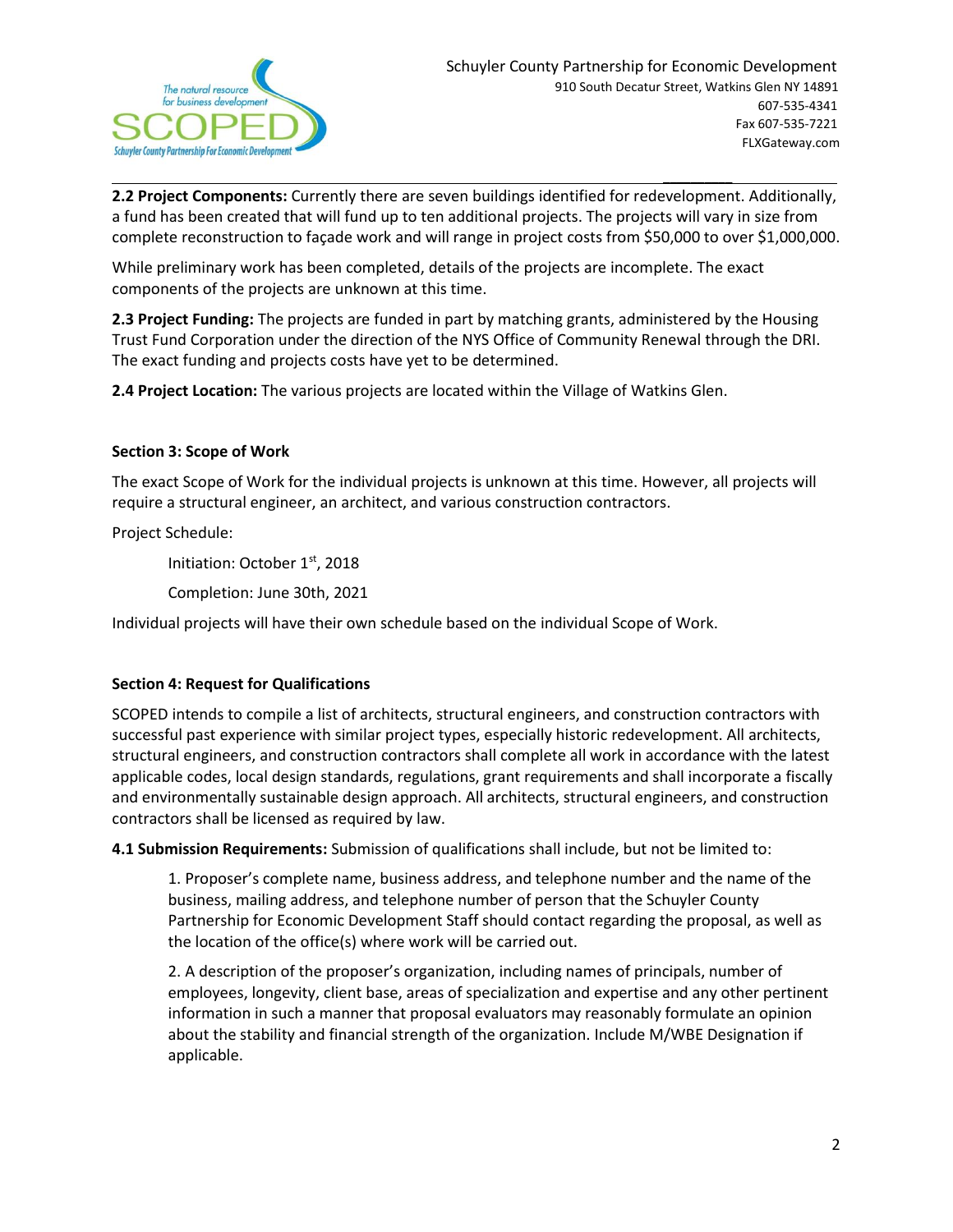**2.2 Project Components:** Currently there are seven buildings identified for redevelopment. Additionally, a fund has been created that will fund up to ten additional projects. The projects will vary in size from complete reconstruction to façade work and will range in project costs from $50,000 to over $1,000,000.

While preliminary work has been completed, details of the projects are incomplete. The exact components of the projects are unknown at this time.

**2.3 Project Funding:** The projects are funded in part by matching grants, administered by the Housing Trust Fund Corporation under the direction of the NYS Office of Community Renewal through the DRI. The exact funding and projects costs have yet to be determined.

**2.4 Project Location:** The various projects are located within the Village of Watkins Glen.

### Section 3: Scope of Work

The exact Scope of Work for the individual projects is unknown at this time. However, all projects will require a structural engineer, an architect, and various construction contractors.

Project Schedule:

Initiation: October 1st, 2018

Completion: June 30th, 2021

Individual projects will have their own schedule based on the individual Scope of Work.

### Section 4: Request for Qualifications

SCOPED intends to compile a list of architects, structural engineers, and construction contractors with successful past experience with similar project types, especially historic redevelopment. All architects, structural engineers, and construction contractors shall complete all work in accordance with the latest applicable codes, local design standards, regulations, grant requirements and shall incorporate a fiscally and environmentally sustainable design approach. All architects, structural engineers, and construction contractors shall be licensed as required by law.

**4.1 Submission Requirements:** Submission of qualifications shall include, but not be limited to:

1. Proposer's complete name, business address, and telephone number and the name of the business, mailing address, and telephone number of person that the Schuyler County Partnership for Economic Development Staff should contact regarding the proposal, as well as the location of the office(s) where work will be carried out.

2. A description of the proposer's organization, including names of principals, number of employees, longevity, client base, areas of specialization and expertise and any other pertinent information in such a manner that proposal evaluators may reasonably formulate an opinion about the stability and financial strength of the organization. Include M/WBE Designation if applicable.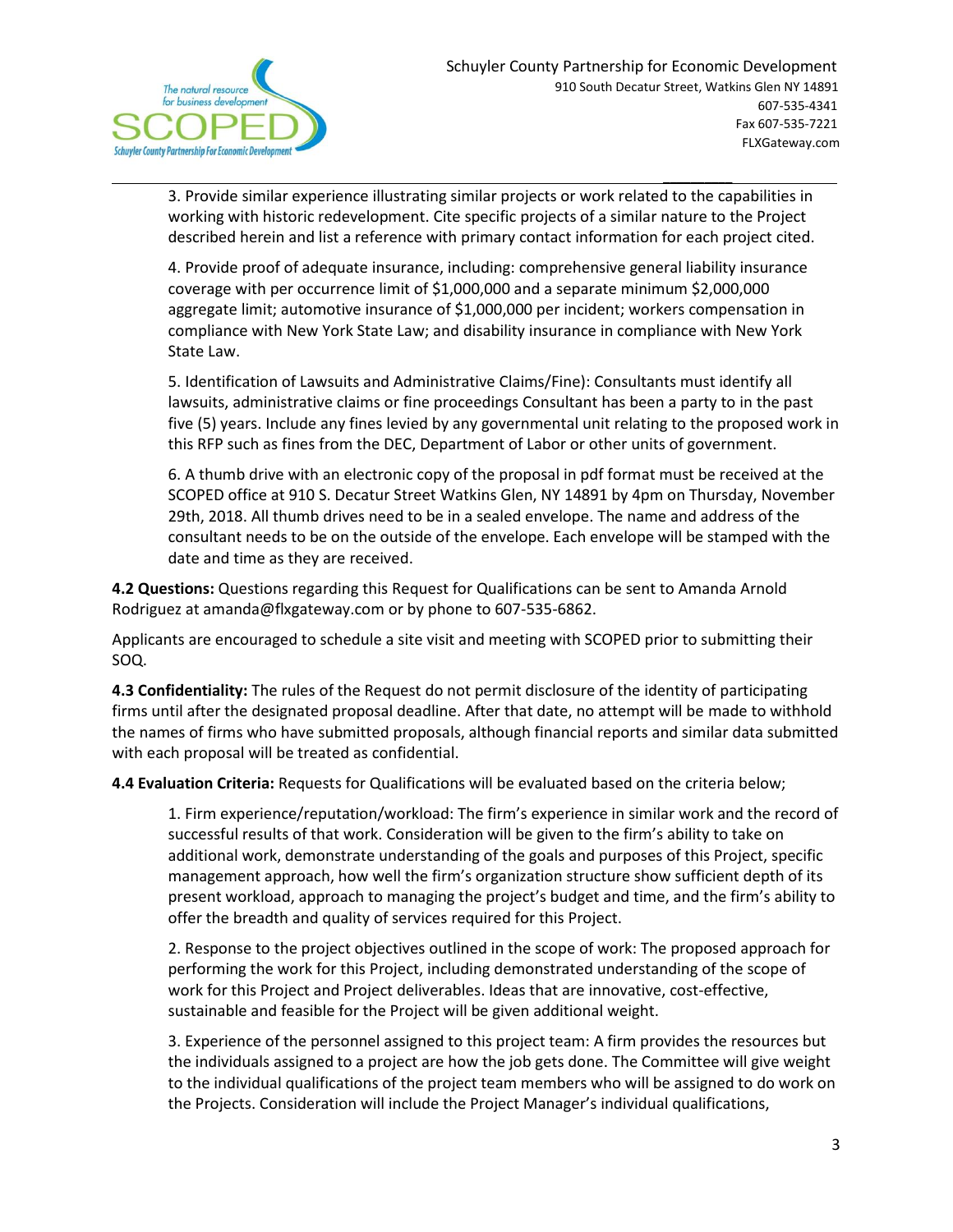3. Provide similar experience illustrating similar projects or work related to the capabilities in working with historic redevelopment. Cite specific projects of a similar nature to the Project described herein and list a reference with primary contact information for each project cited.

4. Provide proof of adequate insurance, including: comprehensive general liability insurance coverage with per occurrence limit of $1,000,000 and a separate minimum $2,000,000 aggregate limit; automotive insurance of $1,000,000 per incident; workers compensation in compliance with New York State Law; and disability insurance in compliance with New York State Law.

5. Identification of Lawsuits and Administrative Claims/Fine): Consultants must identify all lawsuits, administrative claims or fine proceedings Consultant has been a party to in the past five (5) years. Include any fines levied by any governmental unit relating to the proposed work in this RFP such as fines from the DEC, Department of Labor or other units of government.

6. A thumb drive with an electronic copy of the proposal in pdf format must be received at the SCOPED office at 910 S. Decatur Street Watkins Glen, NY 14891 by 4pm on Thursday, November 29th, 2018. All thumb drives need to be in a sealed envelope. The name and address of the consultant needs to be on the outside of the envelope. Each envelope will be stamped with the date and time as they are received.

**4.2 Questions:** Questions regarding this Request for Qualifications can be sent to Amanda Arnold Rodriguez at amanda@flxgateway.com or by phone to 607-535-6862.

Applicants are encouraged to schedule a site visit and meeting with SCOPED prior to submitting their SOQ.

**4.3 Confidentiality:** The rules of the Request do not permit disclosure of the identity of participating firms until after the designated proposal deadline. After that date, no attempt will be made to withhold the names of firms who have submitted proposals, although financial reports and similar data submitted with each proposal will be treated as confidential.

**4.4 Evaluation Criteria:** Requests for Qualifications will be evaluated based on the criteria below;

1. Firm experience/reputation/workload: The firm's experience in similar work and the record of successful results of that work. Consideration will be given to the firm's ability to take on additional work, demonstrate understanding of the goals and purposes of this Project, specific management approach, how well the firm's organization structure show sufficient depth of its present workload, approach to managing the project's budget and time, and the firm's ability to offer the breadth and quality of services required for this Project.

2. Response to the project objectives outlined in the scope of work: The proposed approach for performing the work for this Project, including demonstrated understanding of the scope of work for this Project and Project deliverables. Ideas that are innovative, cost-effective, sustainable and feasible for the Project will be given additional weight.

3. Experience of the personnel assigned to this project team: A firm provides the resources but the individuals assigned to a project are how the job gets done. The Committee will give weight to the individual qualifications of the project team members who will be assigned to do work on the Projects. Consideration will include the Project Manager's individual qualifications,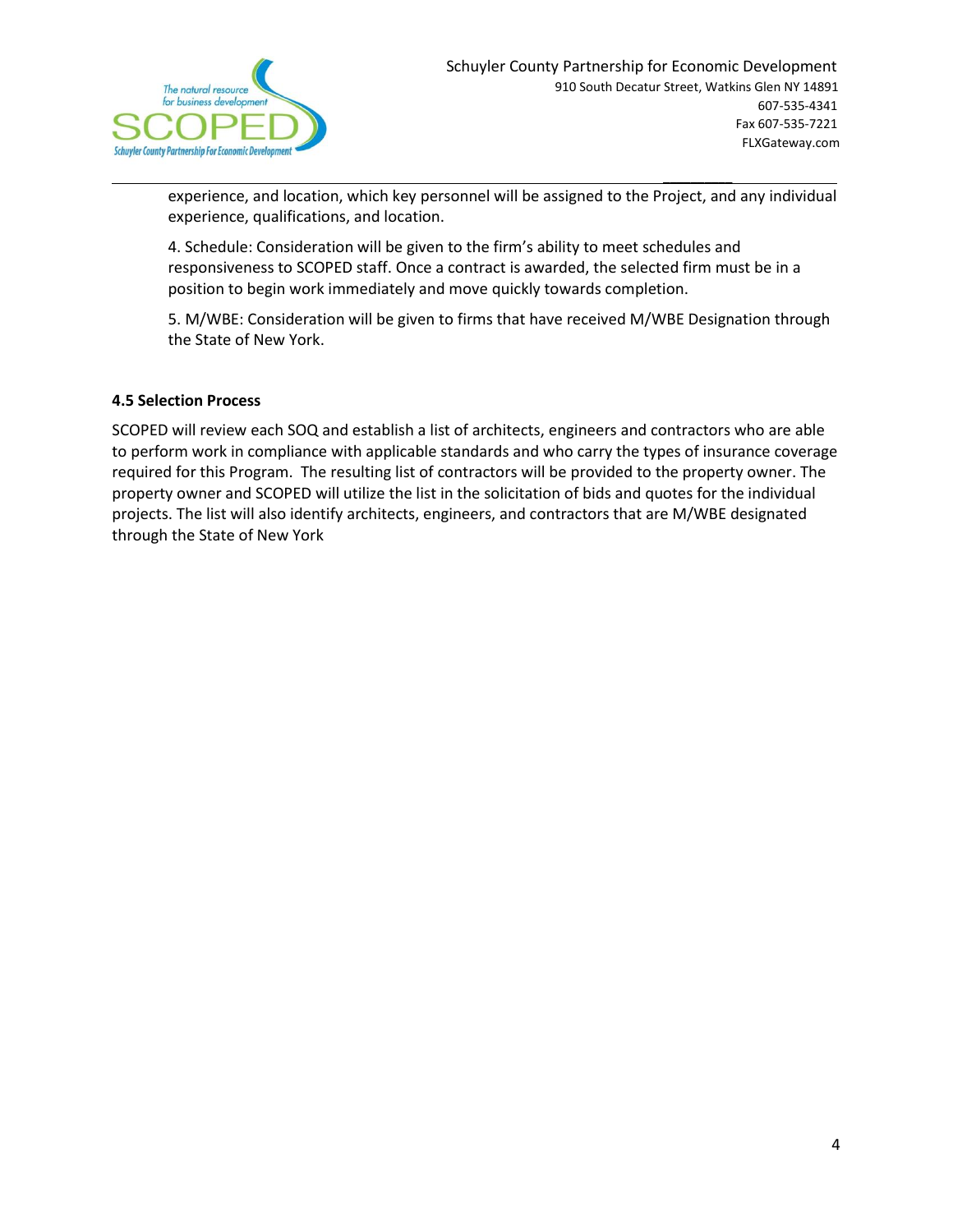experience, and location, which key personnel will be assigned to the Project, and any individual experience, qualifications, and location.

4. Schedule: Consideration will be given to the firm's ability to meet schedules and responsiveness to SCOPED staff. Once a contract is awarded, the selected firm must be in a position to begin work immediately and move quickly towards completion.

5. M/WBE: Consideration will be given to firms that have received M/WBE Designation through the State of New York.

**4.5 Selection Process**

SCOPED will review each SOQ and establish a list of architects, engineers and contractors who are able to perform work in compliance with applicable standards and who carry the types of insurance coverage required for this Program. The resulting list of contractors will be provided to the property owner. The property owner and SCOPED will utilize the list in the solicitation of bids and quotes for the individual projects. The list will also identify architects, engineers, and contractors that are M/WBE designated through the State of New York